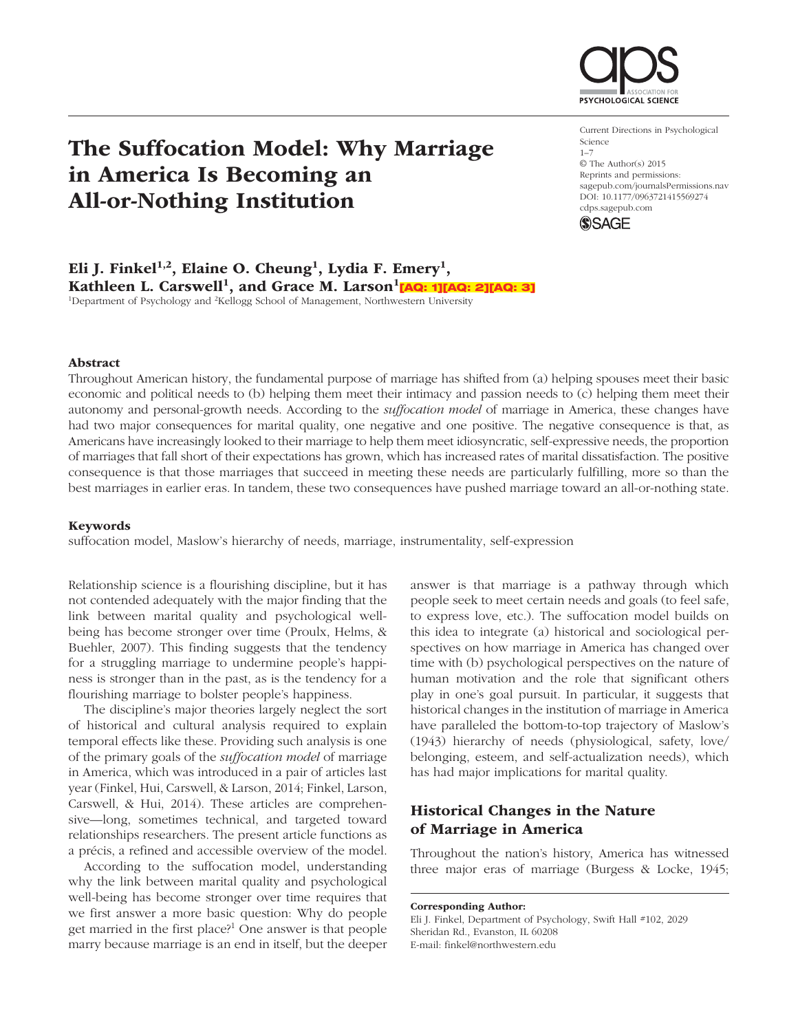# The Suffocation Model: Why Marriage in America Is Becoming an All-or-Nothing Institution

Current Directions in Psychological Science
1–7
© The Author(s) 2015
Reprints and permissions: sagepub.com/journalsPermissions.nav
DOI: 10.1177/0963721415569274
cdps.sagepub.com

**Eli J. Finkel[1,2], Elaine O. Cheung[1], Lydia F. Emery[1], Kathleen L. Carswell[1], and Grace M. Larson[1]** [AQ: 1][AQ: 2][AQ: 3]

[1]Department of Psychology and [2]Kellogg School of Management, Northwestern University

## Abstract

Throughout American history, the fundamental purpose of marriage has shifted from (a) helping spouses meet their basic economic and political needs to (b) helping them meet their intimacy and passion needs to (c) helping them meet their autonomy and personal-growth needs. According to the *suffocation model* of marriage in America, these changes have had two major consequences for marital quality, one negative and one positive. The negative consequence is that, as Americans have increasingly looked to their marriage to help them meet idiosyncratic, self-expressive needs, the proportion of marriages that fall short of their expectations has grown, which has increased rates of marital dissatisfaction. The positive consequence is that those marriages that succeed in meeting these needs are particularly fulfilling, more so than the best marriages in earlier eras. In tandem, these two consequences have pushed marriage toward an all-or-nothing state.

## Keywords

suffocation model, Maslow's hierarchy of needs, marriage, instrumentality, self-expression

Relationship science is a flourishing discipline, but it has not contended adequately with the major finding that the link between marital quality and psychological well-being has become stronger over time (Proulx, Helms, & Buehler, 2007). This finding suggests that the tendency for a struggling marriage to undermine people's happiness is stronger than in the past, as is the tendency for a flourishing marriage to bolster people's happiness.

The discipline's major theories largely neglect the sort of historical and cultural analysis required to explain temporal effects like these. Providing such analysis is one of the primary goals of the *suffocation model* of marriage in America, which was introduced in a pair of articles last year (Finkel, Hui, Carswell, & Larson, 2014; Finkel, Larson, Carswell, & Hui, 2014). These articles are comprehensive—long, sometimes technical, and targeted toward relationships researchers. The present article functions as a précis, a refined and accessible overview of the model.

According to the suffocation model, understanding why the link between marital quality and psychological well-being has become stronger over time requires that we first answer a more basic question: Why do people get married in the first place?[1] One answer is that people marry because marriage is an end in itself, but the deeper answer is that marriage is a pathway through which people seek to meet certain needs and goals (to feel safe, to express love, etc.). The suffocation model builds on this idea to integrate (a) historical and sociological perspectives on how marriage in America has changed over time with (b) psychological perspectives on the nature of human motivation and the role that significant others play in one's goal pursuit. In particular, it suggests that historical changes in the institution of marriage in America have paralleled the bottom-to-top trajectory of Maslow's (1943) hierarchy of needs (physiological, safety, love/belonging, esteem, and self-actualization needs), which has had major implications for marital quality.

## Historical Changes in the Nature of Marriage in America

Throughout the nation's history, America has witnessed three major eras of marriage (Burgess & Locke, 1945;

**Corresponding Author:**
Eli J. Finkel, Department of Psychology, Swift Hall #102, 2029 Sheridan Rd., Evanston, IL 60208
E-mail: finkel@northwestern.edu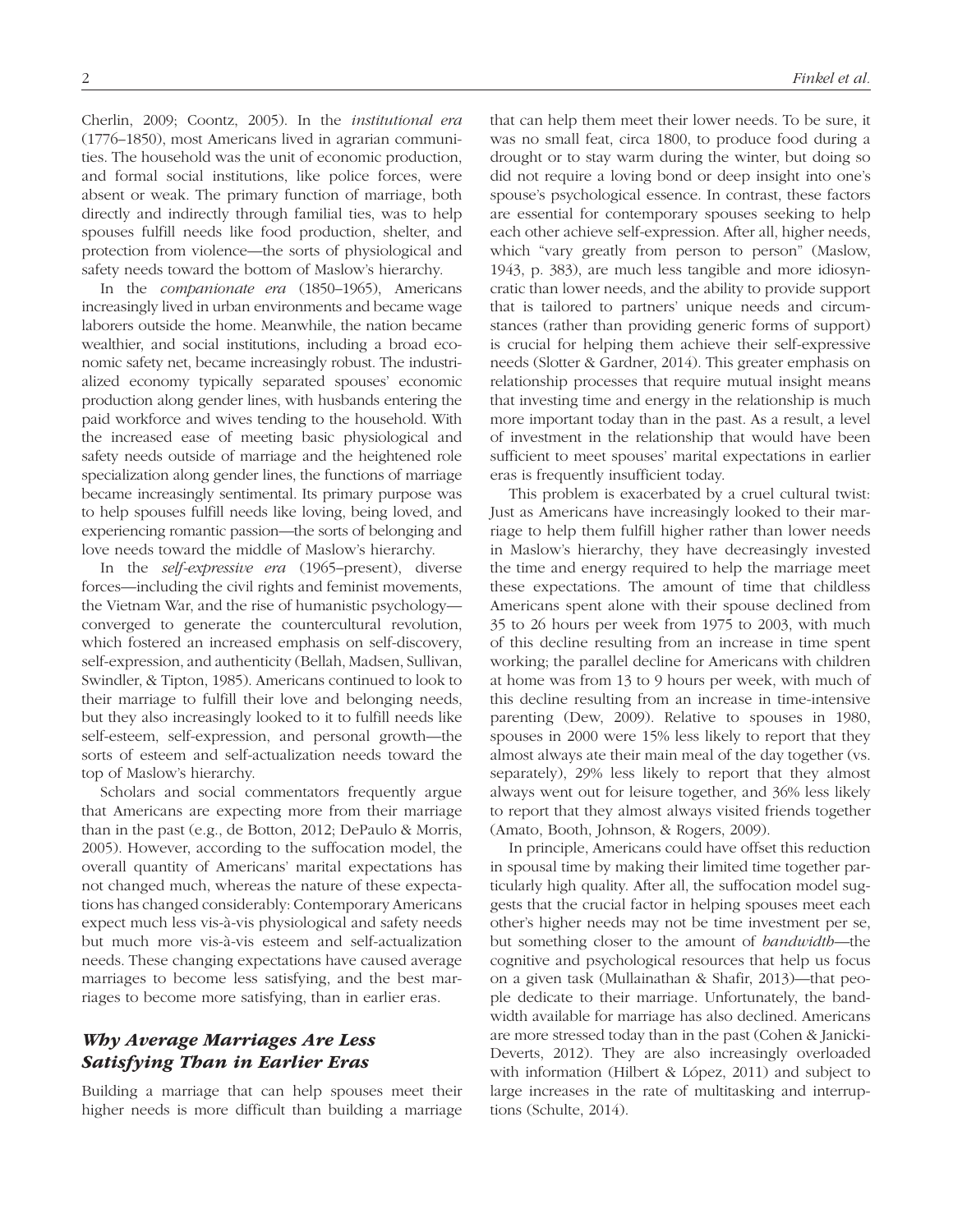Cherlin, 2009; Coontz, 2005). In the *institutional era* (1776–1850), most Americans lived in agrarian communities. The household was the unit of economic production, and formal social institutions, like police forces, were absent or weak. The primary function of marriage, both directly and indirectly through familial ties, was to help spouses fulfill needs like food production, shelter, and protection from violence—the sorts of physiological and safety needs toward the bottom of Maslow's hierarchy.

In the *companionate era* (1850–1965), Americans increasingly lived in urban environments and became wage laborers outside the home. Meanwhile, the nation became wealthier, and social institutions, including a broad economic safety net, became increasingly robust. The industrialized economy typically separated spouses' economic production along gender lines, with husbands entering the paid workforce and wives tending to the household. With the increased ease of meeting basic physiological and safety needs outside of marriage and the heightened role specialization along gender lines, the functions of marriage became increasingly sentimental. Its primary purpose was to help spouses fulfill needs like loving, being loved, and experiencing romantic passion—the sorts of belonging and love needs toward the middle of Maslow's hierarchy.

In the *self-expressive era* (1965–present), diverse forces—including the civil rights and feminist movements, the Vietnam War, and the rise of humanistic psychology—converged to generate the countercultural revolution, which fostered an increased emphasis on self-discovery, self-expression, and authenticity (Bellah, Madsen, Sullivan, Swindler, & Tipton, 1985). Americans continued to look to their marriage to fulfill their love and belonging needs, but they also increasingly looked to it to fulfill needs like self-esteem, self-expression, and personal growth—the sorts of esteem and self-actualization needs toward the top of Maslow's hierarchy.

Scholars and social commentators frequently argue that Americans are expecting more from their marriage than in the past (e.g., de Botton, 2012; DePaulo & Morris, 2005). However, according to the suffocation model, the overall quantity of Americans' marital expectations has not changed much, whereas the nature of these expectations has changed considerably: Contemporary Americans expect much less vis-à-vis physiological and safety needs but much more vis-à-vis esteem and self-actualization needs. These changing expectations have caused average marriages to become less satisfying, and the best marriages to become more satisfying, than in earlier eras.

## *Why Average Marriages Are Less Satisfying Than in Earlier Eras*

Building a marriage that can help spouses meet their higher needs is more difficult than building a marriage that can help them meet their lower needs. To be sure, it was no small feat, circa 1800, to produce food during a drought or to stay warm during the winter, but doing so did not require a loving bond or deep insight into one's spouse's psychological essence. In contrast, these factors are essential for contemporary spouses seeking to help each other achieve self-expression. After all, higher needs, which "vary greatly from person to person" (Maslow, 1943, p. 383), are much less tangible and more idiosyncratic than lower needs, and the ability to provide support that is tailored to partners' unique needs and circumstances (rather than providing generic forms of support) is crucial for helping them achieve their self-expressive needs (Slotter & Gardner, 2014). This greater emphasis on relationship processes that require mutual insight means that investing time and energy in the relationship is much more important today than in the past. As a result, a level of investment in the relationship that would have been sufficient to meet spouses' marital expectations in earlier eras is frequently insufficient today.

This problem is exacerbated by a cruel cultural twist: Just as Americans have increasingly looked to their marriage to help them fulfill higher rather than lower needs in Maslow's hierarchy, they have decreasingly invested the time and energy required to help the marriage meet these expectations. The amount of time that childless Americans spent alone with their spouse declined from 35 to 26 hours per week from 1975 to 2003, with much of this decline resulting from an increase in time spent working; the parallel decline for Americans with children at home was from 13 to 9 hours per week, with much of this decline resulting from an increase in time-intensive parenting (Dew, 2009). Relative to spouses in 1980, spouses in 2000 were 15% less likely to report that they almost always ate their main meal of the day together (vs. separately), 29% less likely to report that they almost always went out for leisure together, and 36% less likely to report that they almost always visited friends together (Amato, Booth, Johnson, & Rogers, 2009).

In principle, Americans could have offset this reduction in spousal time by making their limited time together particularly high quality. After all, the suffocation model suggests that the crucial factor in helping spouses meet each other's higher needs may not be time investment per se, but something closer to the amount of *bandwidth*—the cognitive and psychological resources that help us focus on a given task (Mullainathan & Shafir, 2013)—that people dedicate to their marriage. Unfortunately, the bandwidth available for marriage has also declined. Americans are more stressed today than in the past (Cohen & Janicki-Deverts, 2012). They are also increasingly overloaded with information (Hilbert & López, 2011) and subject to large increases in the rate of multitasking and interruptions (Schulte, 2014).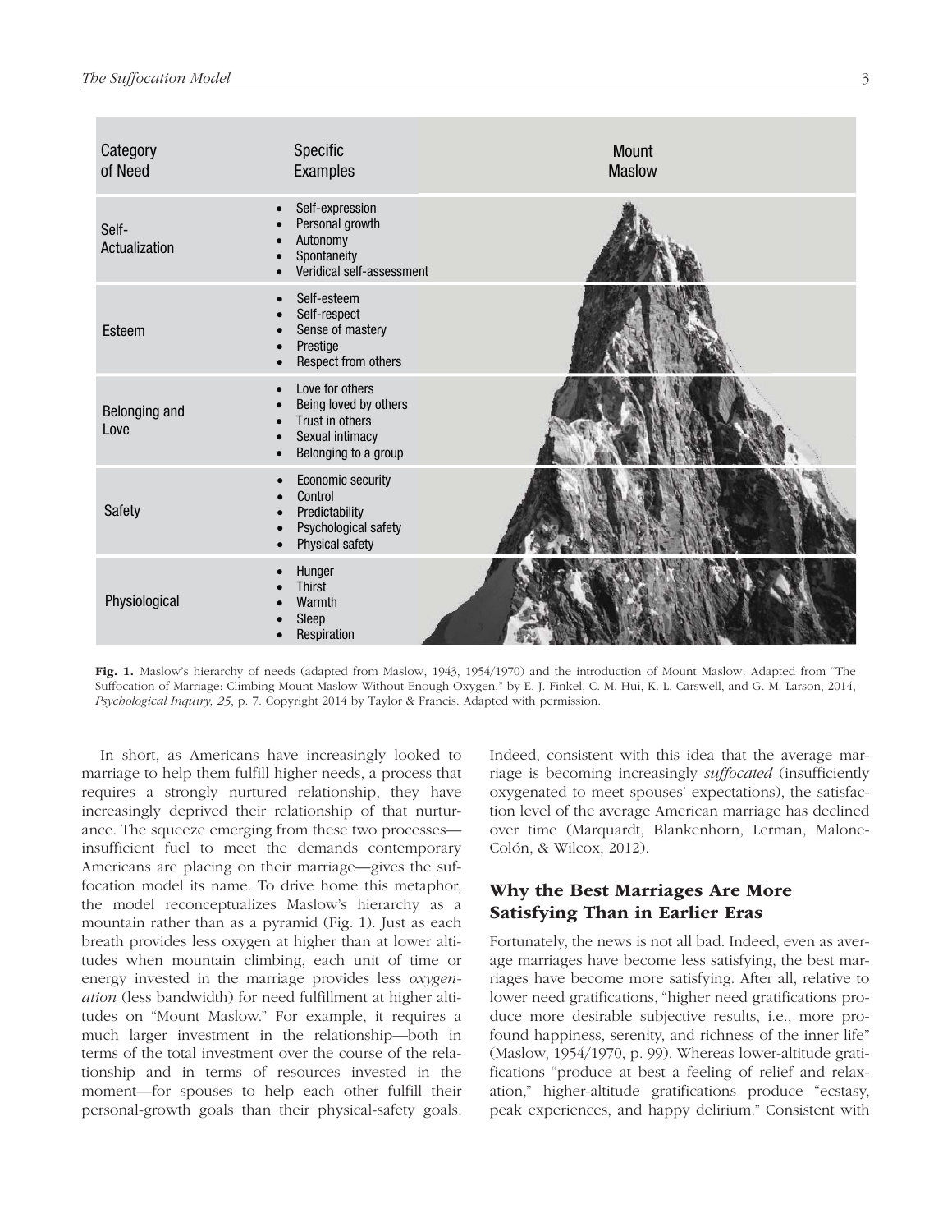| Category of Need | Specific Examples | Mount Maslow |
| --- | --- | --- |
| Self-Actualization | • Self-expression<br>• Personal growth<br>• Autonomy<br>• Spontaneity<br>• Veridical self-assessment | |
| Esteem | • Self-esteem<br>• Self-respect<br>• Sense of mastery<br>• Prestige<br>• Respect from others | |
| Belonging and Love | • Love for others<br>• Being loved by others<br>• Trust in others<br>• Sexual intimacy<br>• Belonging to a group | |
| Safety | • Economic security<br>• Control<br>• Predictability<br>• Psychological safety<br>• Physical safety | |
| Physiological | • Hunger<br>• Thirst<br>• Warmth<br>• Sleep<br>• Respiration | |

**Fig. 1.** Maslow's hierarchy of needs (adapted from Maslow, 1943, 1954/1970) and the introduction of Mount Maslow. Adapted from "The Suffocation of Marriage: Climbing Mount Maslow Without Enough Oxygen," by E. J. Finkel, C. M. Hui, K. L. Carswell, and G. M. Larson, 2014, *Psychological Inquiry, 25*, p. 7. Copyright 2014 by Taylor & Francis. Adapted with permission.

In short, as Americans have increasingly looked to marriage to help them fulfill higher needs, a process that requires a strongly nurtured relationship, they have increasingly deprived their relationship of that nurturance. The squeeze emerging from these two processes—insufficient fuel to meet the demands contemporary Americans are placing on their marriage—gives the suffocation model its name. To drive home this metaphor, the model reconceptualizes Maslow's hierarchy as a mountain rather than as a pyramid (Fig. 1). Just as each breath provides less oxygen at higher than at lower altitudes when mountain climbing, each unit of time or energy invested in the marriage provides less *oxygenation* (less bandwidth) for need fulfillment at higher altitudes on "Mount Maslow." For example, it requires a much larger investment in the relationship—both in terms of the total investment over the course of the relationship and in terms of resources invested in the moment—for spouses to help each other fulfill their personal-growth goals than their physical-safety goals. Indeed, consistent with this idea that the average marriage is becoming increasingly *suffocated* (insufficiently oxygenated to meet spouses' expectations), the satisfaction level of the average American marriage has declined over time (Marquardt, Blankenhorn, Lerman, Malone-Colón, & Wilcox, 2012).

## Why the Best Marriages Are More Satisfying Than in Earlier Eras

Fortunately, the news is not all bad. Indeed, even as average marriages have become less satisfying, the best marriages have become more satisfying. After all, relative to lower need gratifications, "higher need gratifications produce more desirable subjective results, i.e., more profound happiness, serenity, and richness of the inner life" (Maslow, 1954/1970, p. 99). Whereas lower-altitude gratifications "produce at best a feeling of relief and relaxation," higher-altitude gratifications produce "ecstasy, peak experiences, and happy delirium." Consistent with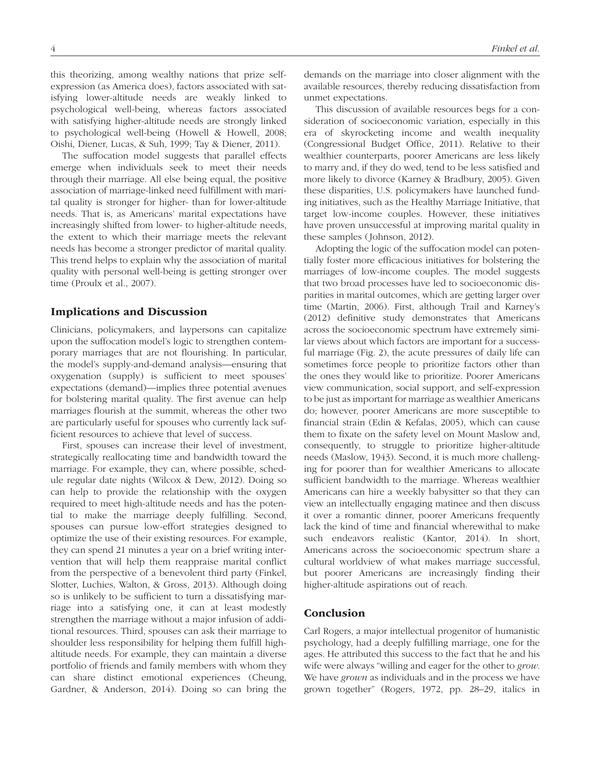this theorizing, among wealthy nations that prize self-expression (as America does), factors associated with satisfying lower-altitude needs are weakly linked to psychological well-being, whereas factors associated with satisfying higher-altitude needs are strongly linked to psychological well-being (Howell & Howell, 2008; Oishi, Diener, Lucas, & Suh, 1999; Tay & Diener, 2011).

The suffocation model suggests that parallel effects emerge when individuals seek to meet their needs through their marriage. All else being equal, the positive association of marriage-linked need fulfillment with marital quality is stronger for higher- than for lower-altitude needs. That is, as Americans' marital expectations have increasingly shifted from lower- to higher-altitude needs, the extent to which their marriage meets the relevant needs has become a stronger predictor of marital quality. This trend helps to explain why the association of marital quality with personal well-being is getting stronger over time (Proulx et al., 2007).

## Implications and Discussion

Clinicians, policymakers, and laypersons can capitalize upon the suffocation model's logic to strengthen contemporary marriages that are not flourishing. In particular, the model's supply-and-demand analysis—ensuring that oxygenation (supply) is sufficient to meet spouses' expectations (demand)—implies three potential avenues for bolstering marital quality. The first avenue can help marriages flourish at the summit, whereas the other two are particularly useful for spouses who currently lack sufficient resources to achieve that level of success.

First, spouses can increase their level of investment, strategically reallocating time and bandwidth toward the marriage. For example, they can, where possible, schedule regular date nights (Wilcox & Dew, 2012). Doing so can help to provide the relationship with the oxygen required to meet high-altitude needs and has the potential to make the marriage deeply fulfilling. Second, spouses can pursue low-effort strategies designed to optimize the use of their existing resources. For example, they can spend 21 minutes a year on a brief writing intervention that will help them reappraise marital conflict from the perspective of a benevolent third party (Finkel, Slotter, Luchies, Walton, & Gross, 2013). Although doing so is unlikely to be sufficient to turn a dissatisfying marriage into a satisfying one, it can at least modestly strengthen the marriage without a major infusion of additional resources. Third, spouses can ask their marriage to shoulder less responsibility for helping them fulfill high-altitude needs. For example, they can maintain a diverse portfolio of friends and family members with whom they can share distinct emotional experiences (Cheung, Gardner, & Anderson, 2014). Doing so can bring the demands on the marriage into closer alignment with the available resources, thereby reducing dissatisfaction from unmet expectations.

This discussion of available resources begs for a consideration of socioeconomic variation, especially in this era of skyrocketing income and wealth inequality (Congressional Budget Office, 2011). Relative to their wealthier counterparts, poorer Americans are less likely to marry and, if they do wed, tend to be less satisfied and more likely to divorce (Karney & Bradbury, 2005). Given these disparities, U.S. policymakers have launched funding initiatives, such as the Healthy Marriage Initiative, that target low-income couples. However, these initiatives have proven unsuccessful at improving marital quality in these samples (Johnson, 2012).

Adopting the logic of the suffocation model can potentially foster more efficacious initiatives for bolstering the marriages of low-income couples. The model suggests that two broad processes have led to socioeconomic disparities in marital outcomes, which are getting larger over time (Martin, 2006). First, although Trail and Karney's (2012) definitive study demonstrates that Americans across the socioeconomic spectrum have extremely similar views about which factors are important for a successful marriage (Fig. 2), the acute pressures of daily life can sometimes force people to prioritize factors other than the ones they would like to prioritize. Poorer Americans view communication, social support, and self-expression to be just as important for marriage as wealthier Americans do; however, poorer Americans are more susceptible to financial strain (Edin & Kefalas, 2005), which can cause them to fixate on the safety level on Mount Maslow and, consequently, to struggle to prioritize higher-altitude needs (Maslow, 1943). Second, it is much more challenging for poorer than for wealthier Americans to allocate sufficient bandwidth to the marriage. Whereas wealthier Americans can hire a weekly babysitter so that they can view an intellectually engaging matinee and then discuss it over a romantic dinner, poorer Americans frequently lack the kind of time and financial wherewithal to make such endeavors realistic (Kantor, 2014). In short, Americans across the socioeconomic spectrum share a cultural worldview of what makes marriage successful, but poorer Americans are increasingly finding their higher-altitude aspirations out of reach.

## Conclusion

Carl Rogers, a major intellectual progenitor of humanistic psychology, had a deeply fulfilling marriage, one for the ages. He attributed this success to the fact that he and his wife were always "willing and eager for the other to *grow*. We have *grown* as individuals and in the process we have grown together" (Rogers, 1972, pp. 28–29, italics in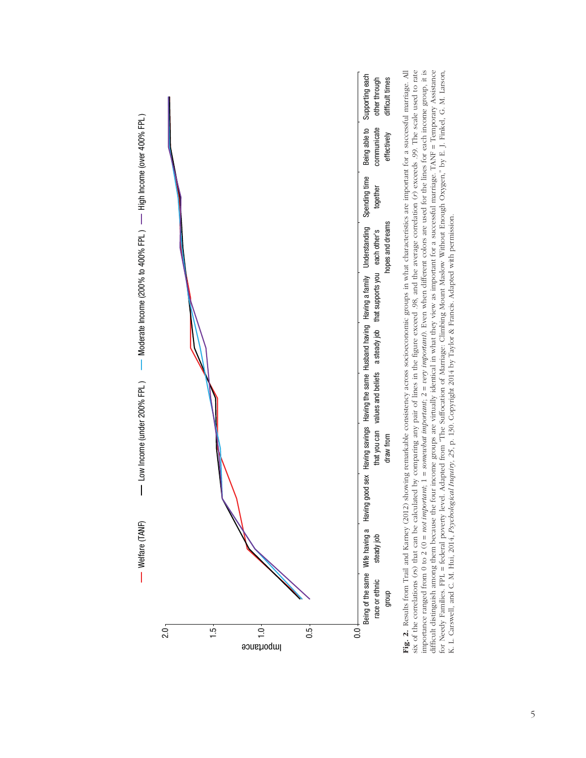**Fig. 2.** Results from Trail and Karney (2012) showing remarkable consistency across socioeconomic groups in what characteristics are important for a successful marriage. All six of the correlations (*r*s) that can be calculated by comparing any pair of lines in the figure exceed .98, and the average correlation (*r*) exceeds .99. The scale used to rate importance ranged from 0 to 2 (0 = *not important*, 1 = *somewhat important*, 2 = *very important*). Even when different colors are used for the lines for each income group, it is difficult distinguish among them because the four income groups are virtually identical in what they view as important for a successful marriage. TANF = Temporary Assistance for Needy Families. FPL = federal poverty level. Adapted from "The Suffocation of Marriage: Climbing Mount Maslow Without Enough Oxygen," by E. J. Finkel, G. M. Larson, K. L. Carswell, and C. M. Hui, 2014, *Psychological Inquiry, 25*, p. 130. Copyright 2014 by Taylor & Francis. Adapted with permission.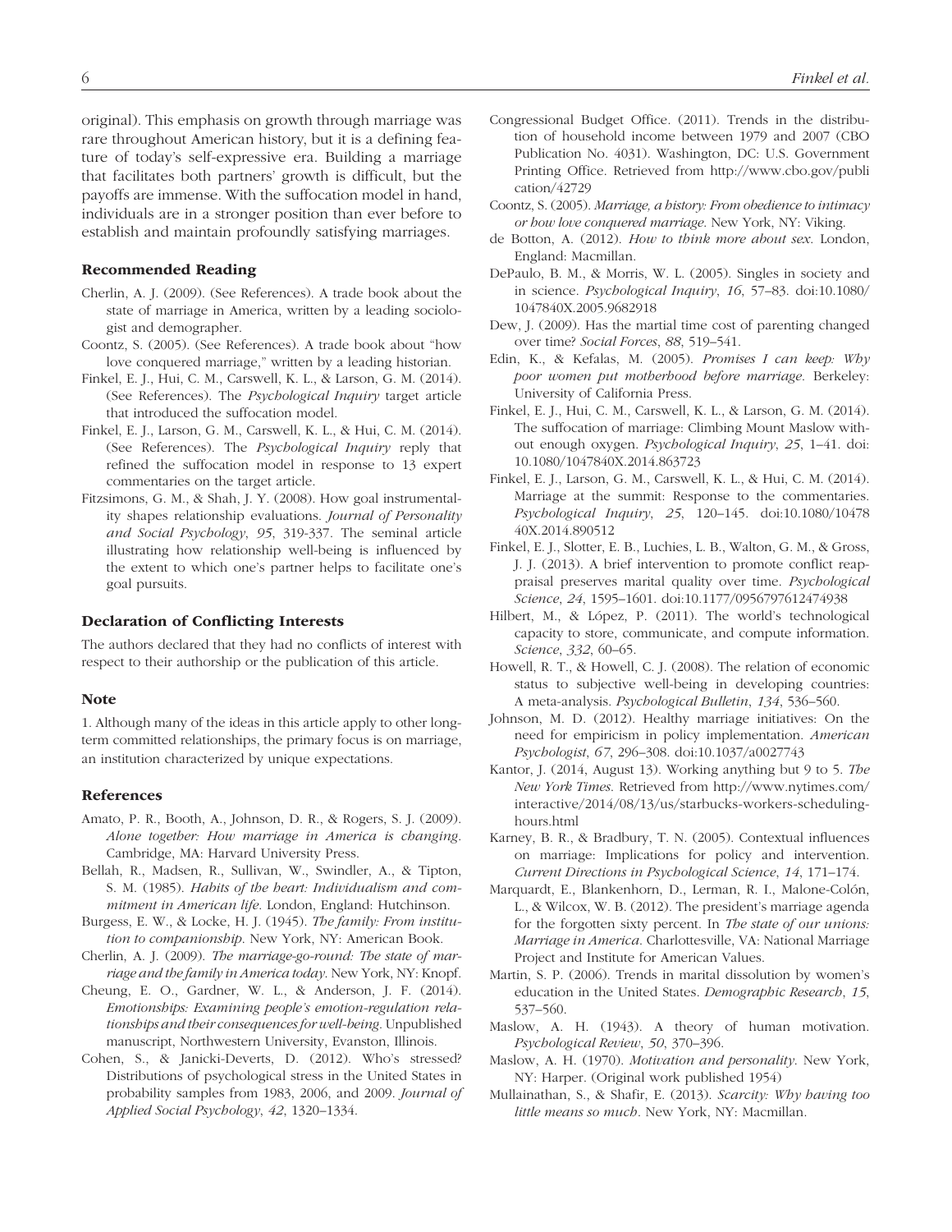original). This emphasis on growth through marriage was rare throughout American history, but it is a defining feature of today's self-expressive era. Building a marriage that facilitates both partners' growth is difficult, but the payoffs are immense. With the suffocation model in hand, individuals are in a stronger position than ever before to establish and maintain profoundly satisfying marriages.

## Recommended Reading

Cherlin, A. J. (2009). (See References). A trade book about the state of marriage in America, written by a leading sociologist and demographer.

Coontz, S. (2005). (See References). A trade book about "how love conquered marriage," written by a leading historian.

Finkel, E. J., Hui, C. M., Carswell, K. L., & Larson, G. M. (2014). (See References). The *Psychological Inquiry* target article that introduced the suffocation model.

Finkel, E. J., Larson, G. M., Carswell, K. L., & Hui, C. M. (2014). (See References). The *Psychological Inquiry* reply that refined the suffocation model in response to 13 expert commentaries on the target article.

Fitzsimons, G. M., & Shah, J. Y. (2008). How goal instrumentality shapes relationship evaluations. *Journal of Personality and Social Psychology*, *95*, 319-337. The seminal article illustrating how relationship well-being is influenced by the extent to which one's partner helps to facilitate one's goal pursuits.

## Declaration of Conflicting Interests

The authors declared that they had no conflicts of interest with respect to their authorship or the publication of this article.

## Note

1. Although many of the ideas in this article apply to other long-term committed relationships, the primary focus is on marriage, an institution characterized by unique expectations.

## References

Amato, P. R., Booth, A., Johnson, D. R., & Rogers, S. J. (2009). *Alone together: How marriage in America is changing*. Cambridge, MA: Harvard University Press.

Bellah, R., Madsen, R., Sullivan, W., Swindler, A., & Tipton, S. M. (1985). *Habits of the heart: Individualism and commitment in American life*. London, England: Hutchinson.

Burgess, E. W., & Locke, H. J. (1945). *The family: From institution to companionship*. New York, NY: American Book.

Cherlin, A. J. (2009). *The marriage-go-round: The state of marriage and the family in America today*. New York, NY: Knopf.

Cheung, E. O., Gardner, W. L., & Anderson, J. F. (2014). *Emotionships: Examining people's emotion-regulation relationships and their consequences for well-being*. Unpublished manuscript, Northwestern University, Evanston, Illinois.

Cohen, S., & Janicki-Deverts, D. (2012). Who's stressed? Distributions of psychological stress in the United States in probability samples from 1983, 2006, and 2009. *Journal of Applied Social Psychology*, *42*, 1320–1334.

Congressional Budget Office. (2011). Trends in the distribution of household income between 1979 and 2007 (CBO Publication No. 4031). Washington, DC: U.S. Government Printing Office. Retrieved from http://www.cbo.gov/publication/42729

Coontz, S. (2005). *Marriage, a history: From obedience to intimacy or how love conquered marriage*. New York, NY: Viking.

de Botton, A. (2012). *How to think more about sex*. London, England: Macmillan.

DePaulo, B. M., & Morris, W. L. (2005). Singles in society and in science. *Psychological Inquiry*, *16*, 57–83. doi:10.1080/1047840X.2005.9682918

Dew, J. (2009). Has the martial time cost of parenting changed over time? *Social Forces*, *88*, 519–541.

Edin, K., & Kefalas, M. (2005). *Promises I can keep: Why poor women put motherhood before marriage*. Berkeley: University of California Press.

Finkel, E. J., Hui, C. M., Carswell, K. L., & Larson, G. M. (2014). The suffocation of marriage: Climbing Mount Maslow without enough oxygen. *Psychological Inquiry*, *25*, 1–41. doi:10.1080/1047840X.2014.863723

Finkel, E. J., Larson, G. M., Carswell, K. L., & Hui, C. M. (2014). Marriage at the summit: Response to the commentaries. *Psychological Inquiry*, *25*, 120–145. doi:10.1080/1047840X.2014.890512

Finkel, E. J., Slotter, E. B., Luchies, L. B., Walton, G. M., & Gross, J. J. (2013). A brief intervention to promote conflict reappraisal preserves marital quality over time. *Psychological Science*, *24*, 1595–1601. doi:10.1177/0956797612474938

Hilbert, M., & López, P. (2011). The world's technological capacity to store, communicate, and compute information. *Science*, *332*, 60–65.

Howell, R. T., & Howell, C. J. (2008). The relation of economic status to subjective well-being in developing countries: A meta-analysis. *Psychological Bulletin*, *134*, 536–560.

Johnson, M. D. (2012). Healthy marriage initiatives: On the need for empiricism in policy implementation. *American Psychologist, 67*, 296–308. doi:10.1037/a0027743

Kantor, J. (2014, August 13). Working anything but 9 to 5. *The New York Times*. Retrieved from http://www.nytimes.com/interactive/2014/08/13/us/starbucks-workers-scheduling-hours.html

Karney, B. R., & Bradbury, T. N. (2005). Contextual influences on marriage: Implications for policy and intervention. *Current Directions in Psychological Science*, *14*, 171–174.

Marquardt, E., Blankenhorn, D., Lerman, R. I., Malone-Colón, L., & Wilcox, W. B. (2012). The president's marriage agenda for the forgotten sixty percent. In *The state of our unions: Marriage in America*. Charlottesville, VA: National Marriage Project and Institute for American Values.

Martin, S. P. (2006). Trends in marital dissolution by women's education in the United States. *Demographic Research*, *15*, 537–560.

Maslow, A. H. (1943). A theory of human motivation. *Psychological Review*, *50*, 370–396.

Maslow, A. H. (1970). *Motivation and personality*. New York, NY: Harper. (Original work published 1954)

Mullainathan, S., & Shafir, E. (2013). *Scarcity: Why having too little means so much*. New York, NY: Macmillan.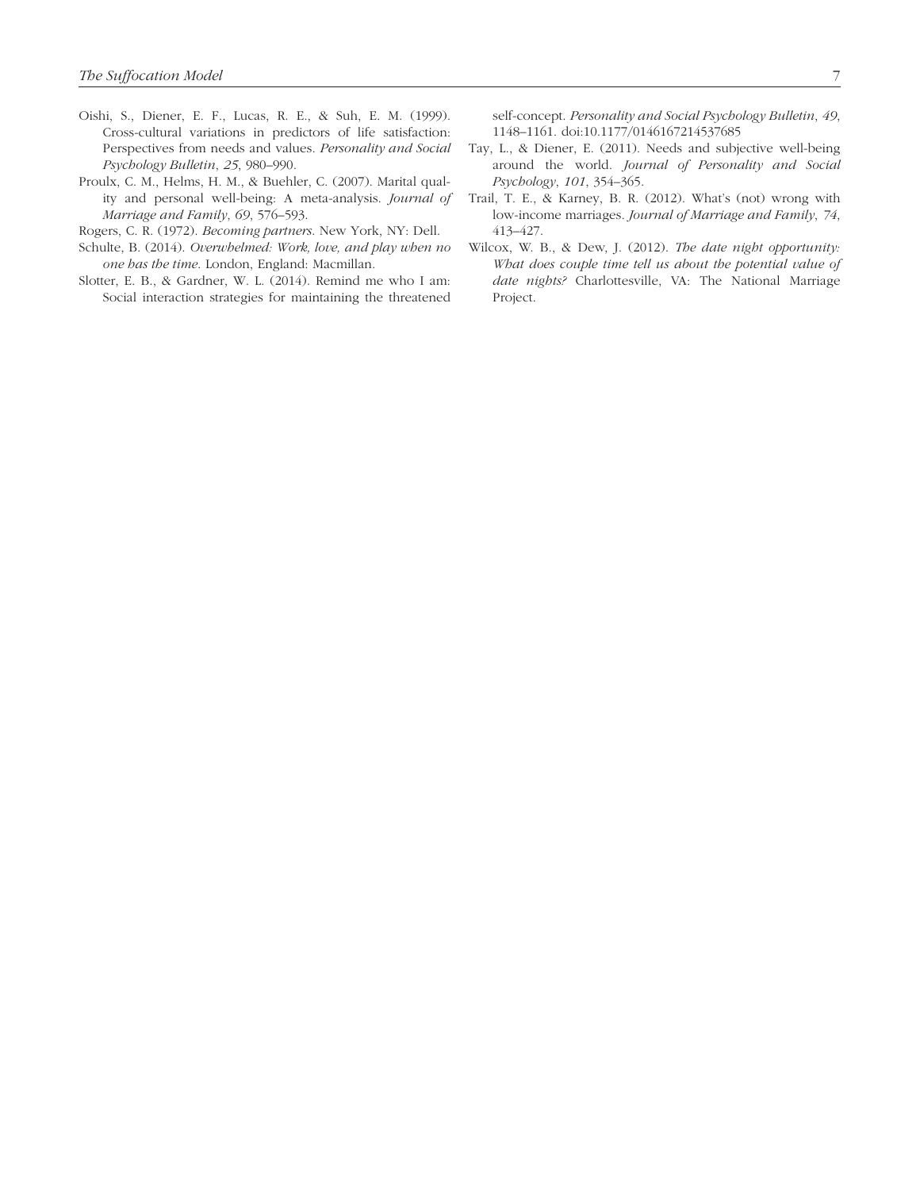Oishi, S., Diener, E. F., Lucas, R. E., & Suh, E. M. (1999). Cross-cultural variations in predictors of life satisfaction: Perspectives from needs and values. *Personality and Social Psychology Bulletin*, *25*, 980–990.

Proulx, C. M., Helms, H. M., & Buehler, C. (2007). Marital quality and personal well-being: A meta-analysis. *Journal of Marriage and Family*, *69*, 576–593.

Rogers, C. R. (1972). *Becoming partners*. New York, NY: Dell.

Schulte, B. (2014). *Overwhelmed: Work, love, and play when no one has the time*. London, England: Macmillan.

Slotter, E. B., & Gardner, W. L. (2014). Remind me who I am: Social interaction strategies for maintaining the threatened self-concept. *Personality and Social Psychology Bulletin*, *49*, 1148–1161. doi:10.1177/0146167214537685

Tay, L., & Diener, E. (2011). Needs and subjective well-being around the world. *Journal of Personality and Social Psychology*, *101*, 354–365.

Trail, T. E., & Karney, B. R. (2012). What's (not) wrong with low-income marriages. *Journal of Marriage and Family*, *74*, 413–427.

Wilcox, W. B., & Dew, J. (2012). *The date night opportunity: What does couple time tell us about the potential value of date nights?* Charlottesville, VA: The National Marriage Project.